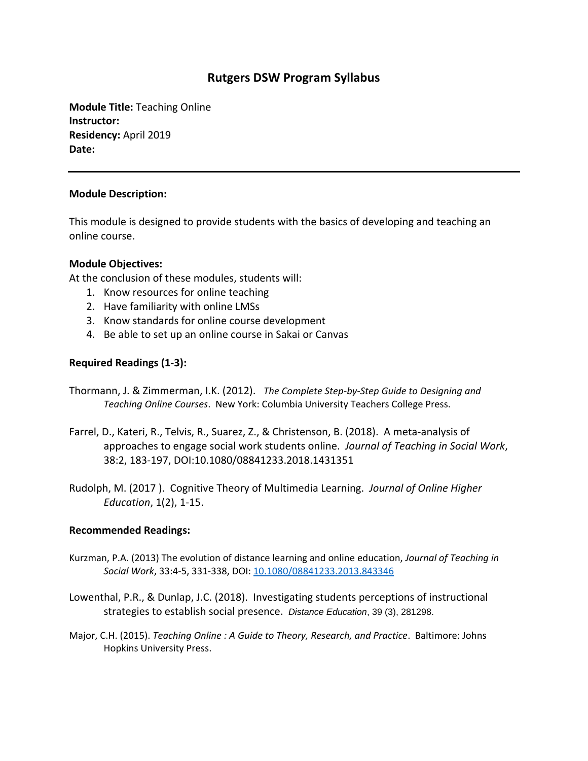# Rutgers DSW Program Syllabus

**Module Title:** Teaching Online
**Instructor:**
**Residency:** April 2019
**Date:**

---

**Module Description:**

This module is designed to provide students with the basics of developing and teaching an online course.

**Module Objectives:**

At the conclusion of these modules, students will:

1. Know resources for online teaching
2. Have familiarity with online LMSs
3. Know standards for online course development
4. Be able to set up an online course in Sakai or Canvas

**Required Readings (1-3):**

Thormann, J. & Zimmerman, I.K. (2012). *The Complete Step-by-Step Guide to Designing and Teaching Online Courses*. New York: Columbia University Teachers College Press.

Farrel, D., Kateri, R., Telvis, R., Suarez, Z., & Christenson, B. (2018). A meta-analysis of approaches to engage social work students online. *Journal of Teaching in Social Work*, 38:2, 183-197, DOI:10.1080/08841233.2018.1431351

Rudolph, M. (2017 ). Cognitive Theory of Multimedia Learning. *Journal of Online Higher Education*, 1(2), 1-15.

**Recommended Readings:**

Kurzman, P.A. (2013) The evolution of distance learning and online education, *Journal of Teaching in Social Work*, 33:4-5, 331-338, DOI: 10.1080/08841233.2013.843346

Lowenthal, P.R., & Dunlap, J.C. (2018). Investigating students perceptions of instructional strategies to establish social presence. *Distance Education*, 39 (3), 281298.

Major, C.H. (2015). *Teaching Online : A Guide to Theory, Research, and Practice*. Baltimore: Johns Hopkins University Press.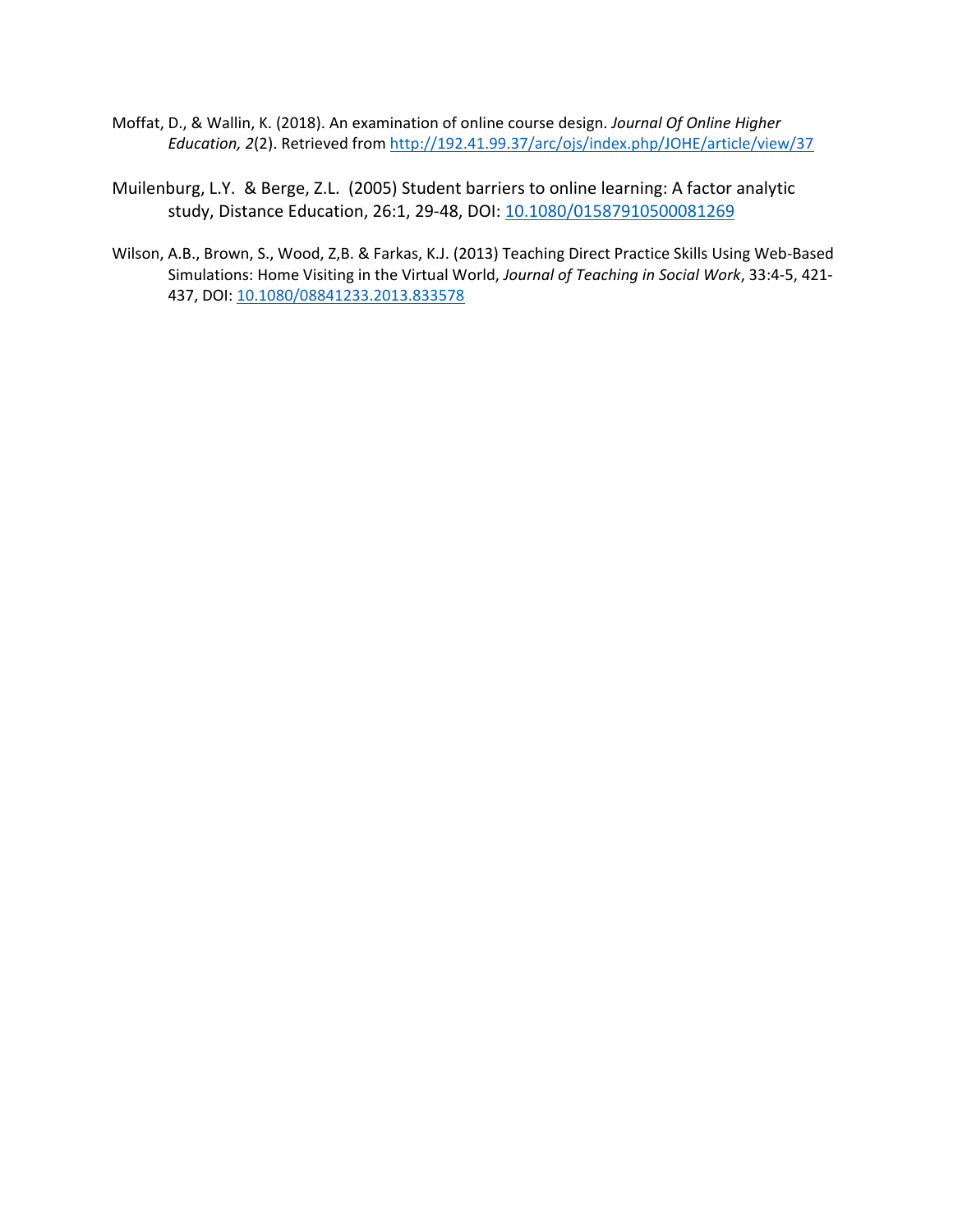Moffat, D., & Wallin, K. (2018). An examination of online course design. *Journal Of Online Higher Education, 2*(2). Retrieved from http://192.41.99.37/arc/ojs/index.php/JOHE/article/view/37

Muilenburg, L.Y. & Berge, Z.L. (2005) Student barriers to online learning: A factor analytic study, Distance Education, 26:1, 29-48, DOI: 10.1080/01587910500081269

Wilson, A.B., Brown, S., Wood, Z,B. & Farkas, K.J. (2013) Teaching Direct Practice Skills Using Web-Based Simulations: Home Visiting in the Virtual World, *Journal of Teaching in Social Work*, 33:4-5, 421-437, DOI: 10.1080/08841233.2013.833578